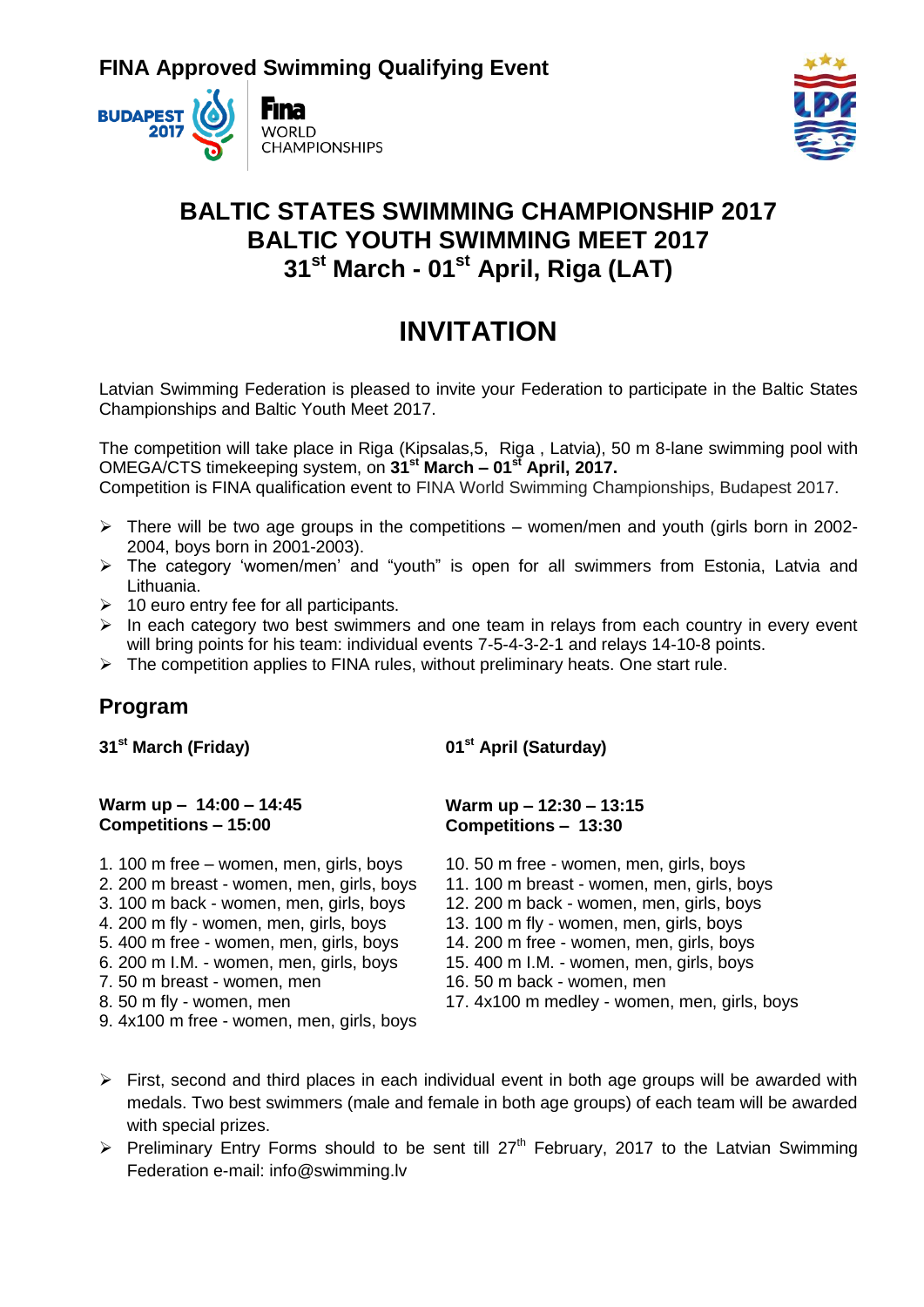**FINA Approved Swimming Qualifying Event**

BUDAPEST 2017 Fina WORLD CHAMPIONSHIPS

# BALTIC STATES SWIMMING CHAMPIONSHIP 2017
# BALTIC YOUTH SWIMMING MEET 2017
# 31st March - 01st April, Riga (LAT)

# INVITATION

Latvian Swimming Federation is pleased to invite your Federation to participate in the Baltic States Championships and Baltic Youth Meet 2017.

The competition will take place in Riga (Kipsalas,5, Riga , Latvia), 50 m 8-lane swimming pool with OMEGA/CTS timekeeping system, on **31st March – 01st April, 2017.**
Competition is FINA qualification event to FINA World Swimming Championships, Budapest 2017.

- There will be two age groups in the competitions – women/men and youth (girls born in 2002-2004, boys born in 2001-2003).
- The category 'women/men' and "youth" is open for all swimmers from Estonia, Latvia and Lithuania.
- 10 euro entry fee for all participants.
- In each category two best swimmers and one team in relays from each country in every event will bring points for his team: individual events 7-5-4-3-2-1 and relays 14-10-8 points.
- The competition applies to FINA rules, without preliminary heats. One start rule.

## Program

**31st March (Friday)**

**Warm up – 14:00 – 14:45**
**Competitions – 15:00**

1. 100 m free – women, men, girls, boys
2. 200 m breast - women, men, girls, boys
3. 100 m back - women, men, girls, boys
4. 200 m fly - women, men, girls, boys
5. 400 m free - women, men, girls, boys
6. 200 m I.M. - women, men, girls, boys
7. 50 m breast - women, men
8. 50 m fly - women, men
9. 4x100 m free - women, men, girls, boys

**01st April (Saturday)**

**Warm up – 12:30 – 13:15**
**Competitions – 13:30**

10. 50 m free - women, men, girls, boys
11. 100 m breast - women, men, girls, boys
12. 200 m back - women, men, girls, boys
13. 100 m fly - women, men, girls, boys
14. 200 m free - women, men, girls, boys
15. 400 m I.M. - women, men, girls, boys
16. 50 m back - women, men
17. 4x100 m medley - women, men, girls, boys

- First, second and third places in each individual event in both age groups will be awarded with medals. Two best swimmers (male and female in both age groups) of each team will be awarded with special prizes.
- Preliminary Entry Forms should to be sent till 27th February, 2017 to the Latvian Swimming Federation e-mail: info@swimming.lv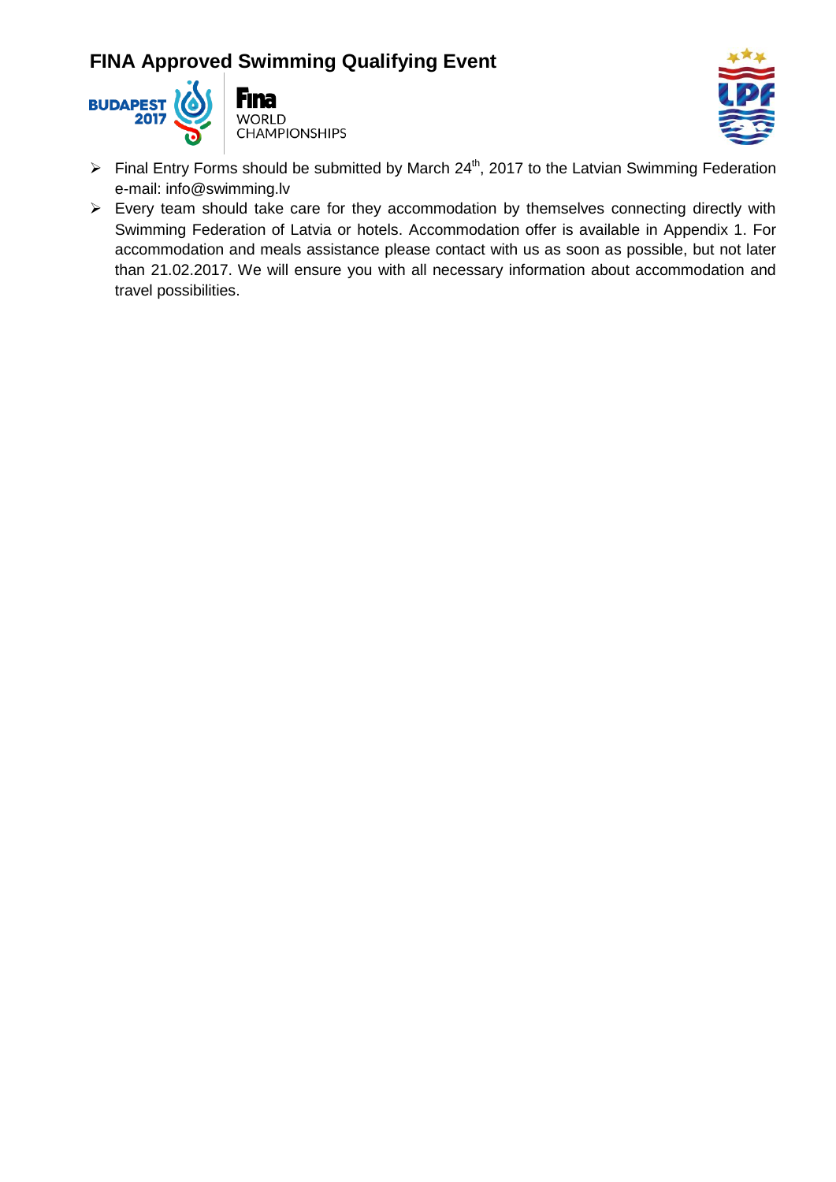- Final Entry Forms should be submitted by March 24th, 2017 to the Latvian Swimming Federation e-mail: info@swimming.lv
- Every team should take care for they accommodation by themselves connecting directly with Swimming Federation of Latvia or hotels. Accommodation offer is available in Appendix 1. For accommodation and meals assistance please contact with us as soon as possible, but not later than 21.02.2017. We will ensure you with all necessary information about accommodation and travel possibilities.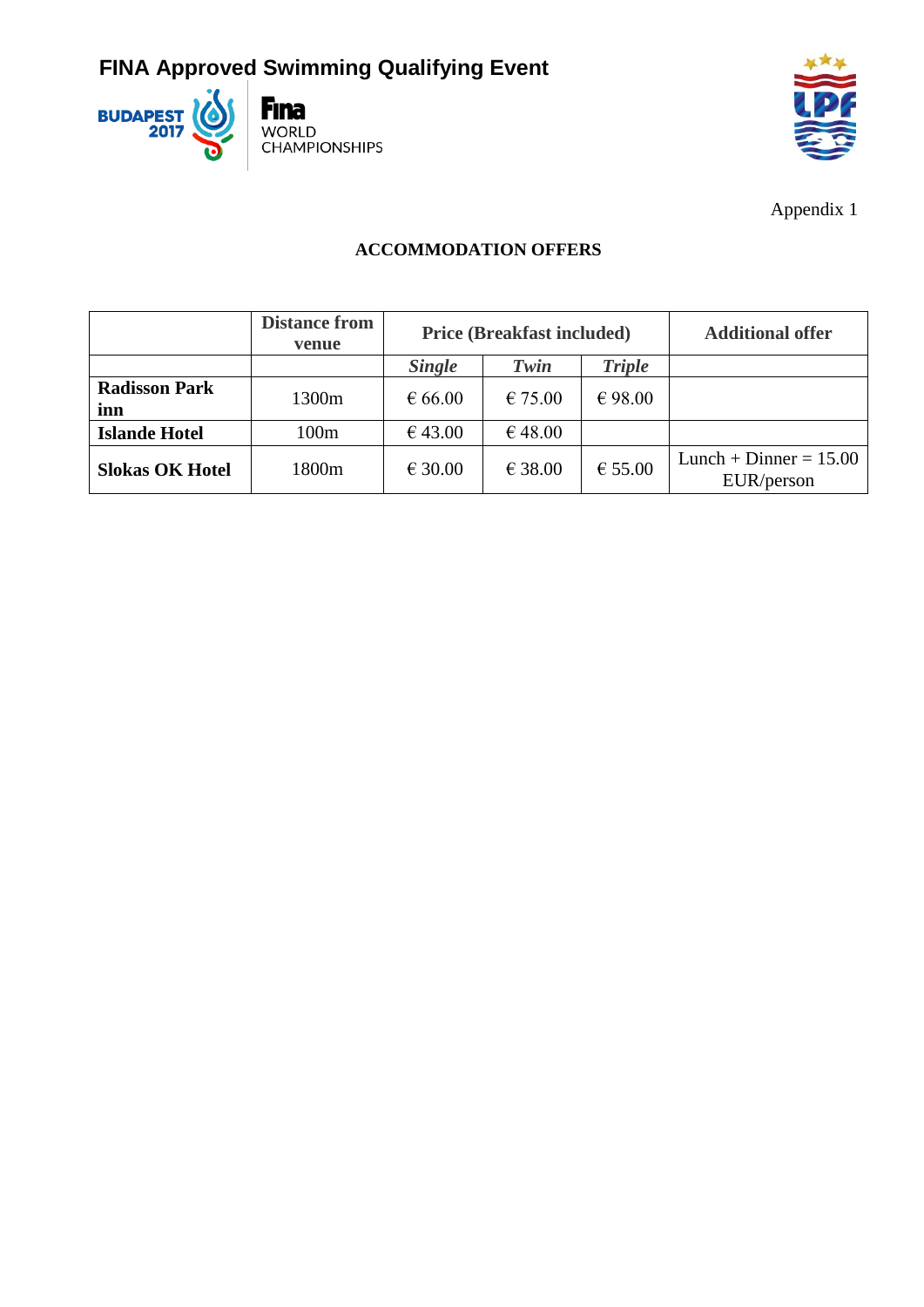FINA Approved Swimming Qualifying Event

BUDAPEST 2017 Fina WORLD CHAMPIONSHIPS

Appendix 1

## ACCOMMODATION OFFERS

| | Distance from venue | Price (Breakfast included) | | | Additional offer |
|---|---|---|---|---|---|
| | | *Single* | *Twin* | *Triple* | |
| **Radisson Park inn** | 1300m | € 66.00 | € 75.00 | € 98.00 | |
| **Islande Hotel** | 100m | € 43.00 | € 48.00 | | |
| **Slokas OK Hotel** | 1800m | € 30.00 | € 38.00 | € 55.00 | Lunch + Dinner = 15.00 EUR/person |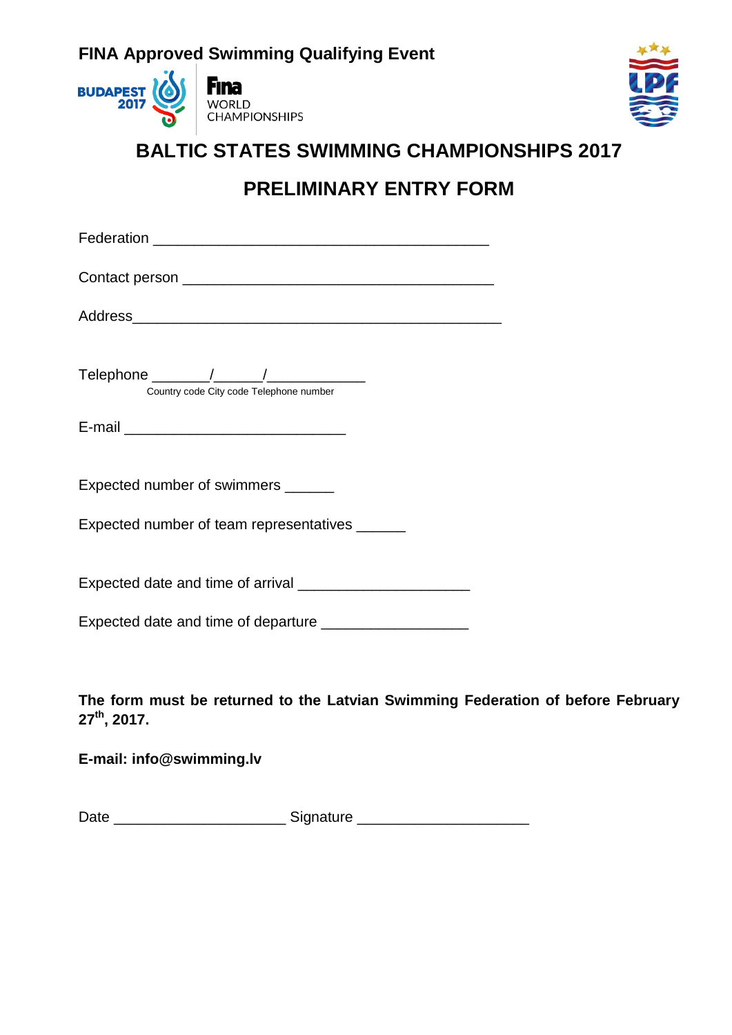FINA Approved Swimming Qualifying Event

BUDAPEST 2017 Fina WORLD CHAMPIONSHIPS

# BALTIC STATES SWIMMING CHAMPIONSHIPS 2017

# PRELIMINARY ENTRY FORM

Federation ________________________________________

Contact person _____________________________________

Address_____________________________________________

Telephone _______/______/____________
Country code City code Telephone number

E-mail ___________________________

Expected number of swimmers ______

Expected number of team representatives ______

Expected date and time of arrival _____________________

Expected date and time of departure __________________

**The form must be returned to the Latvian Swimming Federation of before February 27th, 2017.**

**E-mail: info@swimming.lv**

Date _____________________ Signature _____________________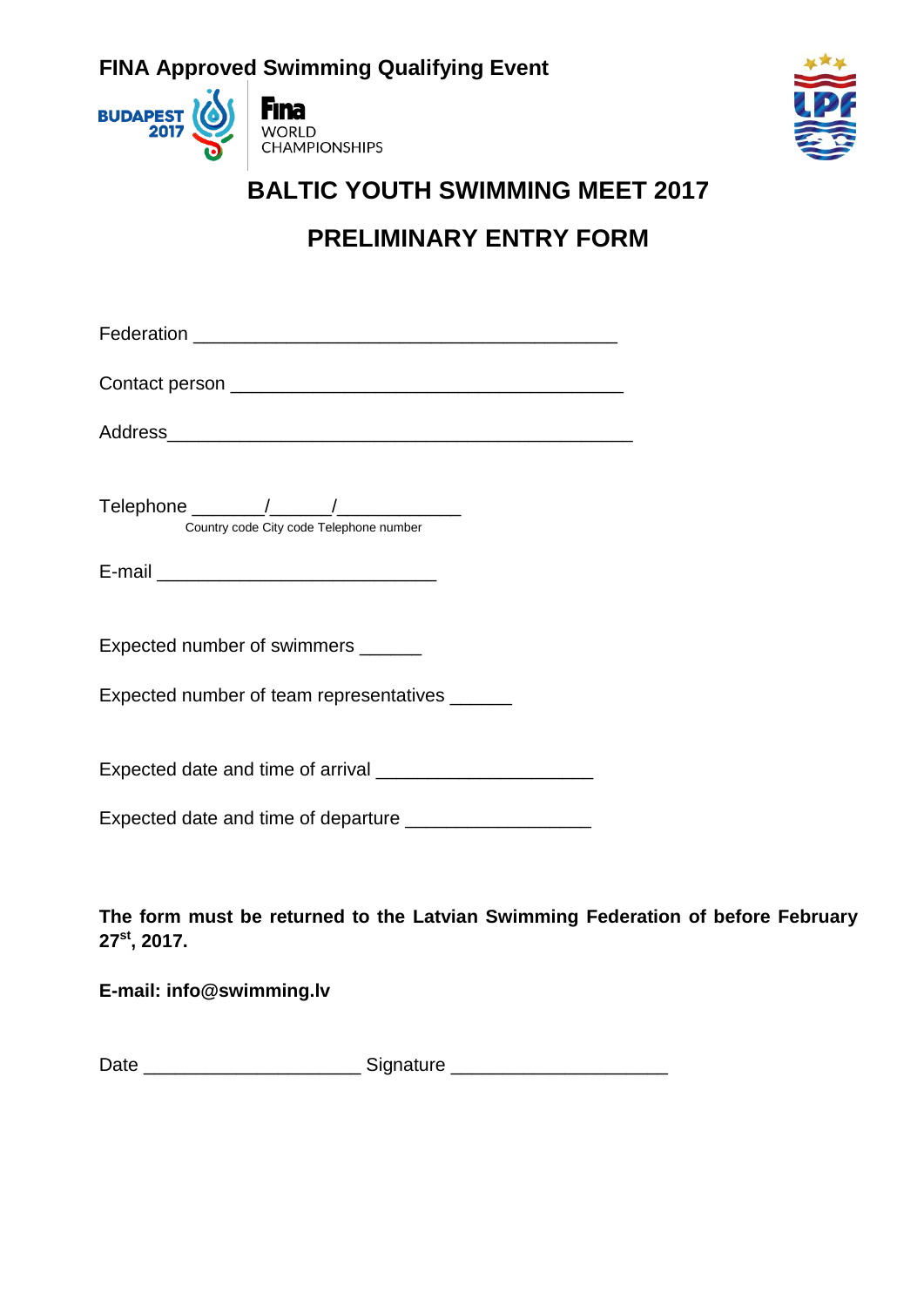**FINA Approved Swimming Qualifying Event**

BUDAPEST 2017

Fina WORLD CHAMPIONSHIPS

# BALTIC YOUTH SWIMMING MEET 2017

# PRELIMINARY ENTRY FORM

Federation ________________________________________

Contact person _____________________________________

Address____________________________________________

Telephone _______/______/____________
Country code City code Telephone number

E-mail ___________________________

Expected number of swimmers ______

Expected number of team representatives ______

Expected date and time of arrival _____________________

Expected date and time of departure __________________

**The form must be returned to the Latvian Swimming Federation of before February 27st, 2017.**

**E-mail: info@swimming.lv**

Date _____________________ Signature _____________________